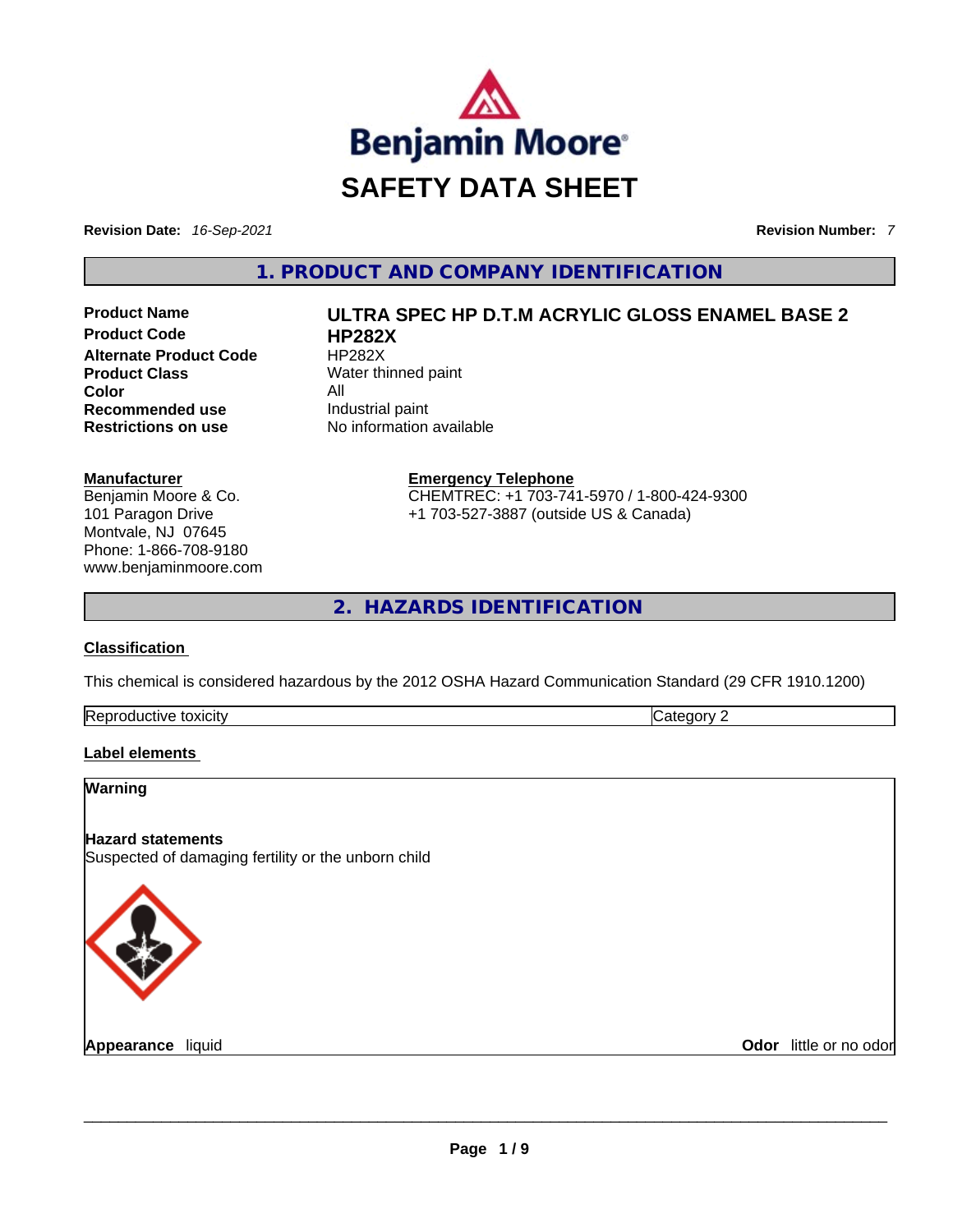# SAFETY DATA SHEET

**Revision Date:** *16-Sep-2021* **Revision Number:** *7*

## 1. PRODUCT AND COMPANY IDENTIFICATION

| | |
|---|---|
| **Product Name** | **ULTRA SPEC HP D.T.M ACRYLIC GLOSS ENAMEL BASE 2** |
| **Product Code** | **HP282X** |
| **Alternate Product Code** | HP282X |
| **Product Class** | Water thinned paint |
| **Color** | All |
| **Recommended use** | Industrial paint |
| **Restrictions on use** | No information available |

**Manufacturer**
Benjamin Moore & Co.
101 Paragon Drive
Montvale, NJ 07645
Phone: 1-866-708-9180
www.benjaminmoore.com

**Emergency Telephone**
CHEMTREC: +1 703-741-5970 / 1-800-424-9300
+1 703-527-3887 (outside US & Canada)

## 2. HAZARDS IDENTIFICATION

**Classification**

This chemical is considered hazardous by the 2012 OSHA Hazard Communication Standard (29 CFR 1910.1200)

| | |
|---|---|
| Reproductive toxicity | Category 2 |

**Label elements**

**Warning**

**Hazard statements**
Suspected of damaging fertility or the unborn child

**Appearance** liquid **Odor** little or no odor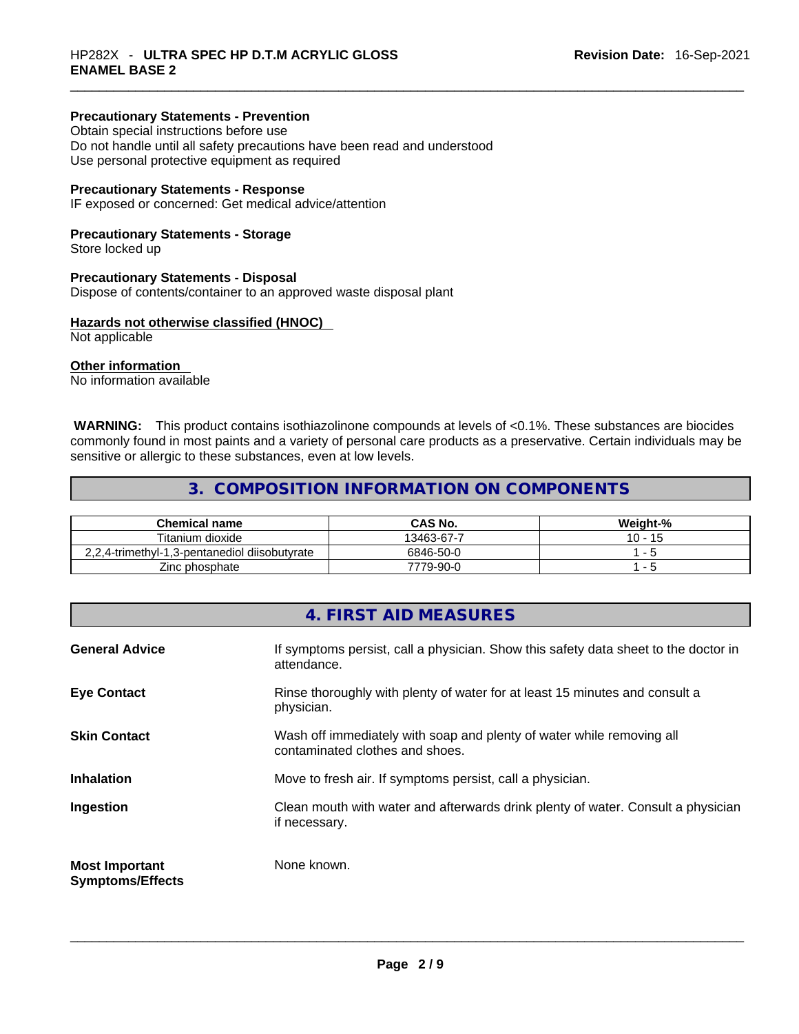**Precautionary Statements - Prevention**
Obtain special instructions before use
Do not handle until all safety precautions have been read and understood
Use personal protective equipment as required

**Precautionary Statements - Response**
IF exposed or concerned: Get medical advice/attention

**Precautionary Statements - Storage**
Store locked up

**Precautionary Statements - Disposal**
Dispose of contents/container to an approved waste disposal plant

**Hazards not otherwise classified (HNOC)**
Not applicable

**Other information**
No information available

**WARNING:** This product contains isothiazolinone compounds at levels of <0.1%. These substances are biocides commonly found in most paints and a variety of personal care products as a preservative. Certain individuals may be sensitive or allergic to these substances, even at low levels.

## 3. COMPOSITION INFORMATION ON COMPONENTS

| Chemical name | CAS No. | Weight-% |
|---|---|---|
| Titanium dioxide | 13463-67-7 | 10 - 15 |
| 2,2,4-trimethyl-1,3-pentanediol diisobutyrate | 6846-50-0 | 1 - 5 |
| Zinc phosphate | 7779-90-0 | 1 - 5 |

## 4. FIRST AID MEASURES

**General Advice** — If symptoms persist, call a physician. Show this safety data sheet to the doctor in attendance.

**Eye Contact** — Rinse thoroughly with plenty of water for at least 15 minutes and consult a physician.

**Skin Contact** — Wash off immediately with soap and plenty of water while removing all contaminated clothes and shoes.

**Inhalation** — Move to fresh air. If symptoms persist, call a physician.

**Ingestion** — Clean mouth with water and afterwards drink plenty of water. Consult a physician if necessary.

**Most Important Symptoms/Effects** — None known.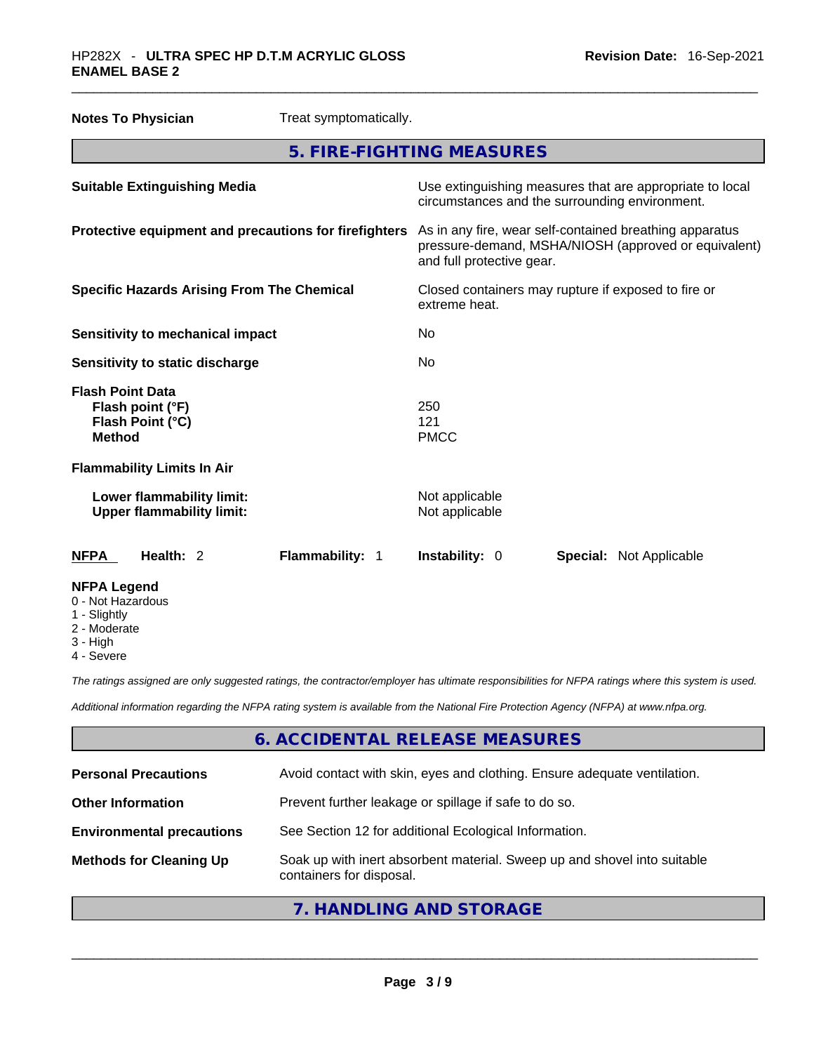**Notes To Physician** Treat symptomatically.

## 5. FIRE-FIGHTING MEASURES

| | |
|---|---|
| **Suitable Extinguishing Media** | Use extinguishing measures that are appropriate to local circumstances and the surrounding environment. |
| **Protective equipment and precautions for firefighters** | As in any fire, wear self-contained breathing apparatus pressure-demand, MSHA/NIOSH (approved or equivalent) and full protective gear. |
| **Specific Hazards Arising From The Chemical** | Closed containers may rupture if exposed to fire or extreme heat. |
| **Sensitivity to mechanical impact** | No |
| **Sensitivity to static discharge** | No |

**Flash Point Data**

| | |
|---|---|
| **Flash point (°F)** | 250 |
| **Flash Point (°C)** | 121 |
| **Method** | PMCC |

**Flammability Limits In Air**

| | |
|---|---|
| **Lower flammability limit:** | Not applicable |
| **Upper flammability limit:** | Not applicable |

| NFPA | Health: 2 | Flammability: 1 | Instability: 0 | Special: Not Applicable |
|---|---|---|---|---|

**NFPA Legend**
- 0 - Not Hazardous
- 1 - Slightly
- 2 - Moderate
- 3 - High
- 4 - Severe

*The ratings assigned are only suggested ratings, the contractor/employer has ultimate responsibilities for NFPA ratings where this system is used.*

*Additional information regarding the NFPA rating system is available from the National Fire Protection Agency (NFPA) at www.nfpa.org.*

## 6. ACCIDENTAL RELEASE MEASURES

| | |
|---|---|
| **Personal Precautions** | Avoid contact with skin, eyes and clothing. Ensure adequate ventilation. |
| **Other Information** | Prevent further leakage or spillage if safe to do so. |
| **Environmental precautions** | See Section 12 for additional Ecological Information. |
| **Methods for Cleaning Up** | Soak up with inert absorbent material. Sweep up and shovel into suitable containers for disposal. |

## 7. HANDLING AND STORAGE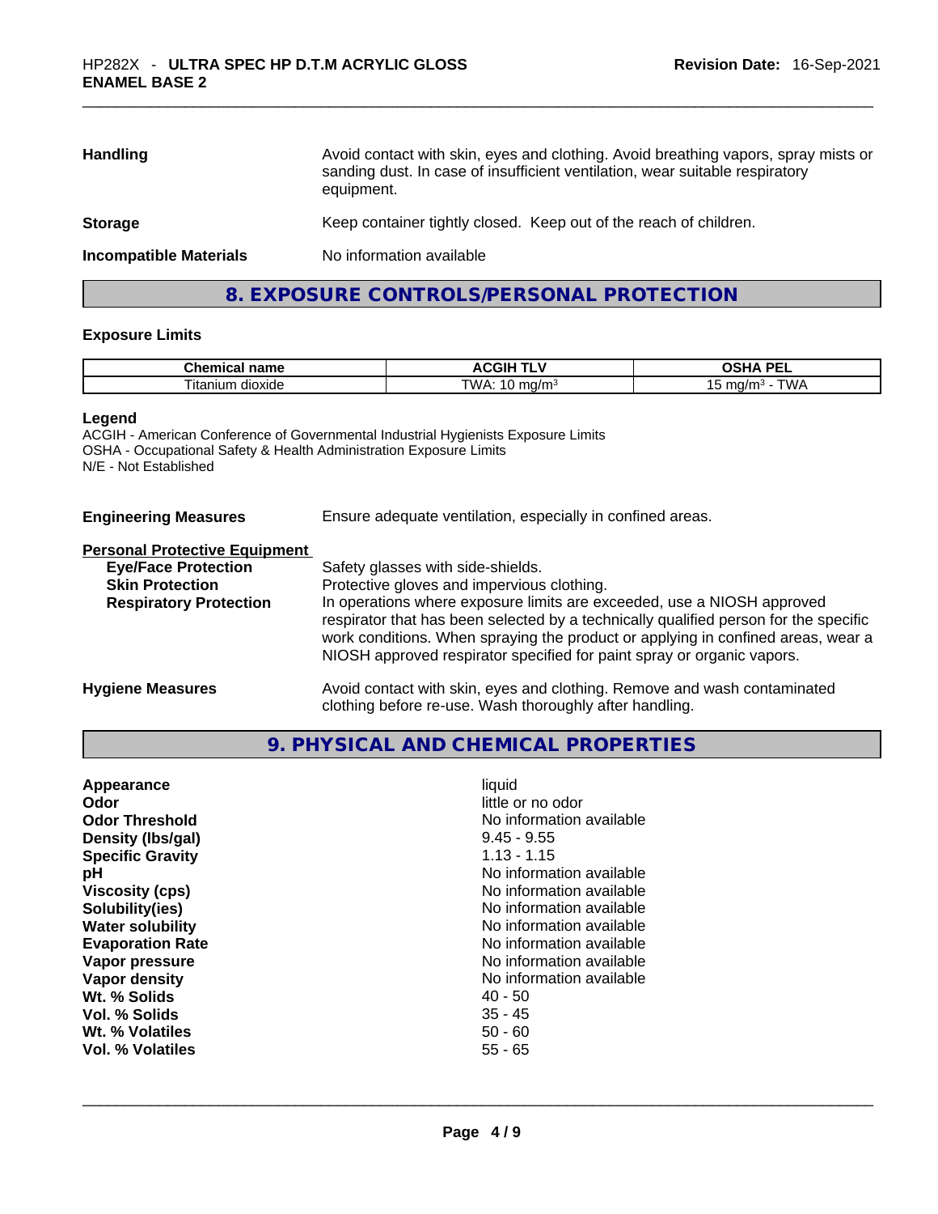| | |
|---|---|
| **Handling** | Avoid contact with skin, eyes and clothing. Avoid breathing vapors, spray mists or sanding dust. In case of insufficient ventilation, wear suitable respiratory equipment. |
| **Storage** | Keep container tightly closed. Keep out of the reach of children. |
| **Incompatible Materials** | No information available |

## 8. EXPOSURE CONTROLS/PERSONAL PROTECTION

### Exposure Limits

| Chemical name | ACGIH TLV | OSHA PEL |
|---|---|---|
| Titanium dioxide | TWA: 10 mg/m³ | 15 mg/m³ - TWA |

**Legend**
ACGIH - American Conference of Governmental Industrial Hygienists Exposure Limits
OSHA - Occupational Safety & Health Administration Exposure Limits
N/E - Not Established

**Engineering Measures** Ensure adequate ventilation, especially in confined areas.

**Personal Protective Equipment**

| | |
|---|---|
| **Eye/Face Protection** | Safety glasses with side-shields. |
| **Skin Protection** | Protective gloves and impervious clothing. |
| **Respiratory Protection** | In operations where exposure limits are exceeded, use a NIOSH approved respirator that has been selected by a technically qualified person for the specific work conditions. When spraying the product or applying in confined areas, wear a NIOSH approved respirator specified for paint spray or organic vapors. |

**Hygiene Measures** Avoid contact with skin, eyes and clothing. Remove and wash contaminated clothing before re-use. Wash thoroughly after handling.

## 9. PHYSICAL AND CHEMICAL PROPERTIES

| | |
|---|---|
| **Appearance** | liquid |
| **Odor** | little or no odor |
| **Odor Threshold** | No information available |
| **Density (lbs/gal)** | 9.45 - 9.55 |
| **Specific Gravity** | 1.13 - 1.15 |
| **pH** | No information available |
| **Viscosity (cps)** | No information available |
| **Solubility(ies)** | No information available |
| **Water solubility** | No information available |
| **Evaporation Rate** | No information available |
| **Vapor pressure** | No information available |
| **Vapor density** | No information available |
| **Wt. % Solids** | 40 - 50 |
| **Vol. % Solids** | 35 - 45 |
| **Wt. % Volatiles** | 50 - 60 |
| **Vol. % Volatiles** | 55 - 65 |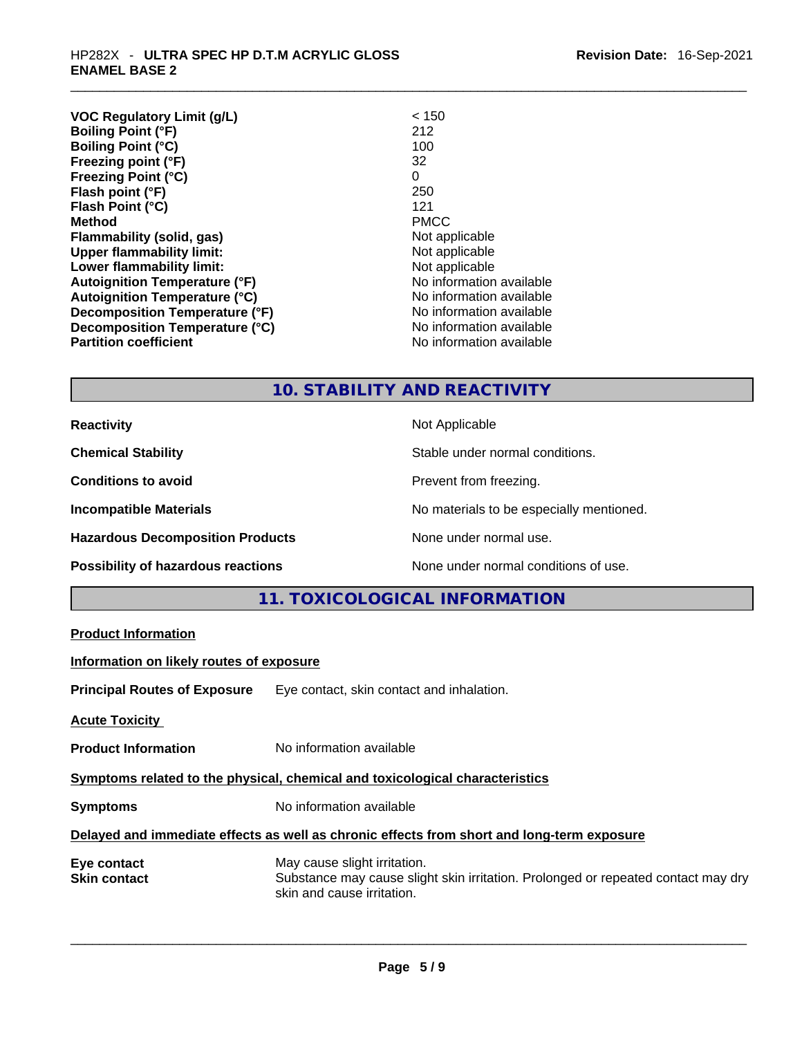| | |
|---|---|
| **VOC Regulatory Limit (g/L)** | < 150 |
| **Boiling Point (°F)** | 212 |
| **Boiling Point (°C)** | 100 |
| **Freezing point (°F)** | 32 |
| **Freezing Point (°C)** | 0 |
| **Flash point (°F)** | 250 |
| **Flash Point (°C)** | 121 |
| **Method** | PMCC |
| **Flammability (solid, gas)** | Not applicable |
| **Upper flammability limit:** | Not applicable |
| **Lower flammability limit:** | Not applicable |
| **Autoignition Temperature (°F)** | No information available |
| **Autoignition Temperature (°C)** | No information available |
| **Decomposition Temperature (°F)** | No information available |
| **Decomposition Temperature (°C)** | No information available |
| **Partition coefficient** | No information available |

## 10. STABILITY AND REACTIVITY

| | |
|---|---|
| **Reactivity** | Not Applicable |
| **Chemical Stability** | Stable under normal conditions. |
| **Conditions to avoid** | Prevent from freezing. |
| **Incompatible Materials** | No materials to be especially mentioned. |
| **Hazardous Decomposition Products** | None under normal use. |
| **Possibility of hazardous reactions** | None under normal conditions of use. |

## 11. TOXICOLOGICAL INFORMATION

**Product Information**

**Information on likely routes of exposure**

**Principal Routes of Exposure** Eye contact, skin contact and inhalation.

**Acute Toxicity**

**Product Information** No information available

**Symptoms related to the physical, chemical and toxicological characteristics**

**Symptoms** No information available

**Delayed and immediate effects as well as chronic effects from short and long-term exposure**

| | |
|---|---|
| **Eye contact** | May cause slight irritation. |
| **Skin contact** | Substance may cause slight skin irritation. Prolonged or repeated contact may dry skin and cause irritation. |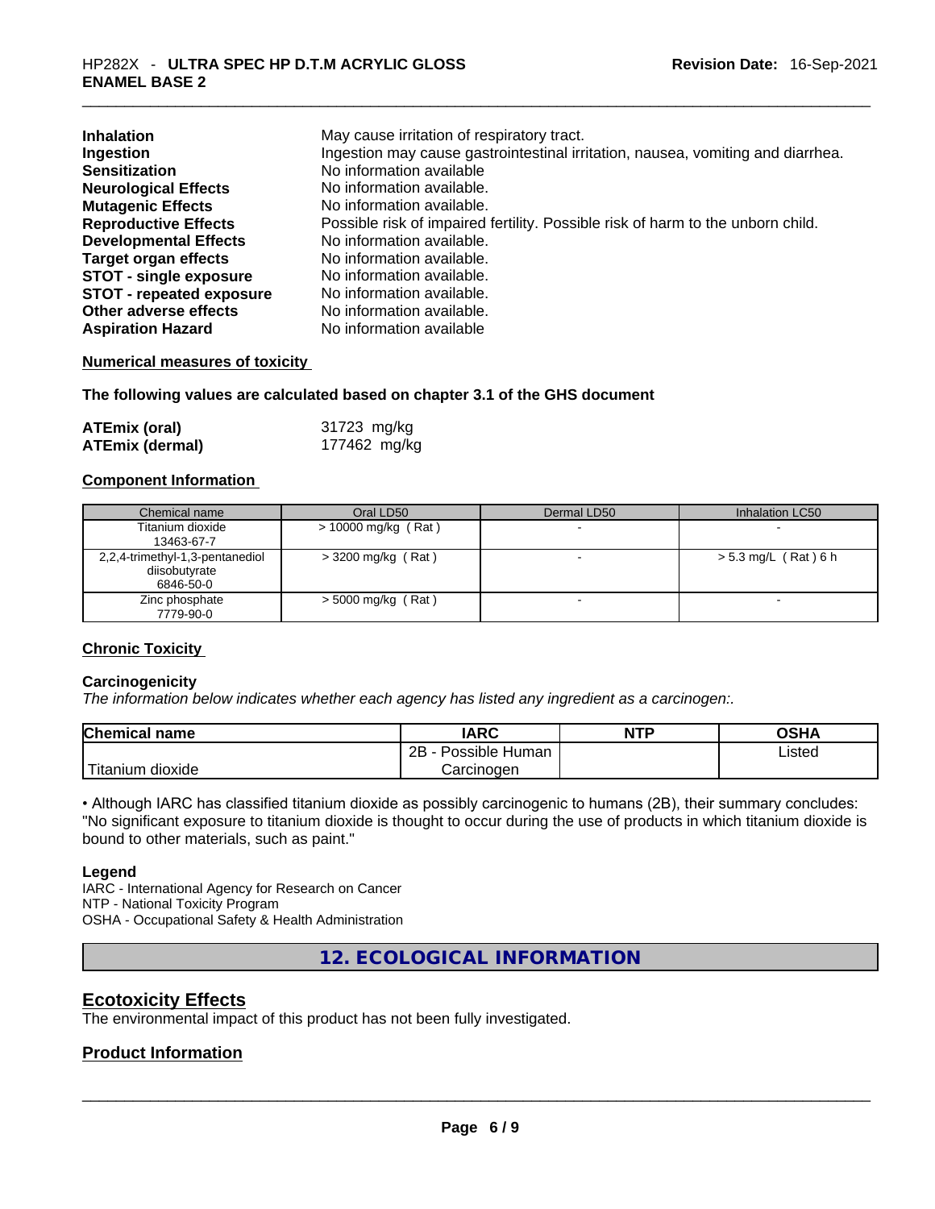| | |
|---|---|
| **Inhalation** | May cause irritation of respiratory tract. |
| **Ingestion** | Ingestion may cause gastrointestinal irritation, nausea, vomiting and diarrhea. |
| **Sensitization** | No information available |
| **Neurological Effects** | No information available. |
| **Mutagenic Effects** | No information available. |
| **Reproductive Effects** | Possible risk of impaired fertility. Possible risk of harm to the unborn child. |
| **Developmental Effects** | No information available. |
| **Target organ effects** | No information available. |
| **STOT - single exposure** | No information available. |
| **STOT - repeated exposure** | No information available. |
| **Other adverse effects** | No information available. |
| **Aspiration Hazard** | No information available |

### Numerical measures of toxicity

**The following values are calculated based on chapter 3.1 of the GHS document**

| | |
|---|---|
| **ATEmix (oral)** | 31723 mg/kg |
| **ATEmix (dermal)** | 177462 mg/kg |

### Component Information

| Chemical name | Oral LD50 | Dermal LD50 | Inhalation LC50 |
|---|---|---|---|
| Titanium dioxide 13463-67-7 | > 10000 mg/kg ( Rat ) | - | - |
| 2,2,4-trimethyl-1,3-pentanediol diisobutyrate 6846-50-0 | > 3200 mg/kg ( Rat ) | - | > 5.3 mg/L ( Rat ) 6 h |
| Zinc phosphate 7779-90-0 | > 5000 mg/kg ( Rat ) | - | - |

### Chronic Toxicity

**Carcinogenicity**

*The information below indicates whether each agency has listed any ingredient as a carcinogen:.*

| Chemical name | IARC | NTP | OSHA |
|---|---|---|---|
| Titanium dioxide | 2B - Possible Human Carcinogen | | Listed |

• Although IARC has classified titanium dioxide as possibly carcinogenic to humans (2B), their summary concludes: "No significant exposure to titanium dioxide is thought to occur during the use of products in which titanium dioxide is bound to other materials, such as paint."

**Legend**

IARC - International Agency for Research on Cancer
NTP - National Toxicity Program
OSHA - Occupational Safety & Health Administration

## 12. ECOLOGICAL INFORMATION

### Ecotoxicity Effects

The environmental impact of this product has not been fully investigated.

### Product Information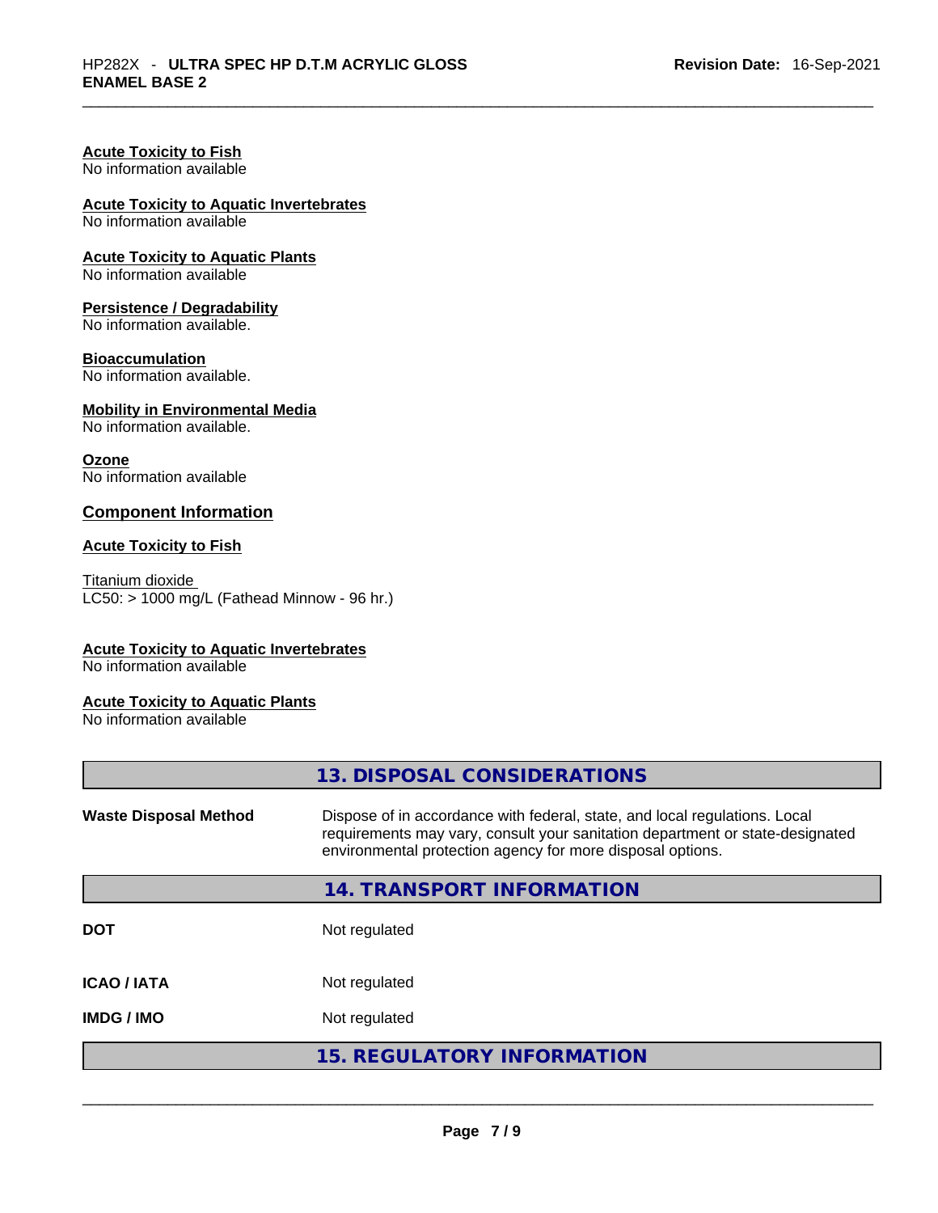**Acute Toxicity to Fish**
No information available

**Acute Toxicity to Aquatic Invertebrates**
No information available

**Acute Toxicity to Aquatic Plants**
No information available

**Persistence / Degradability**
No information available.

**Bioaccumulation**
No information available.

**Mobility in Environmental Media**
No information available.

**Ozone**
No information available

## Component Information

**Acute Toxicity to Fish**

Titanium dioxide
LC50: > 1000 mg/L (Fathead Minnow - 96 hr.)

**Acute Toxicity to Aquatic Invertebrates**
No information available

**Acute Toxicity to Aquatic Plants**
No information available

## 13. DISPOSAL CONSIDERATIONS

| | |
|---|---|
| **Waste Disposal Method** | Dispose of in accordance with federal, state, and local regulations. Local requirements may vary, consult your sanitation department or state-designated environmental protection agency for more disposal options. |

## 14. TRANSPORT INFORMATION

| | |
|---|---|
| **DOT** | Not regulated |
| **ICAO / IATA** | Not regulated |
| **IMDG / IMO** | Not regulated |

## 15. REGULATORY INFORMATION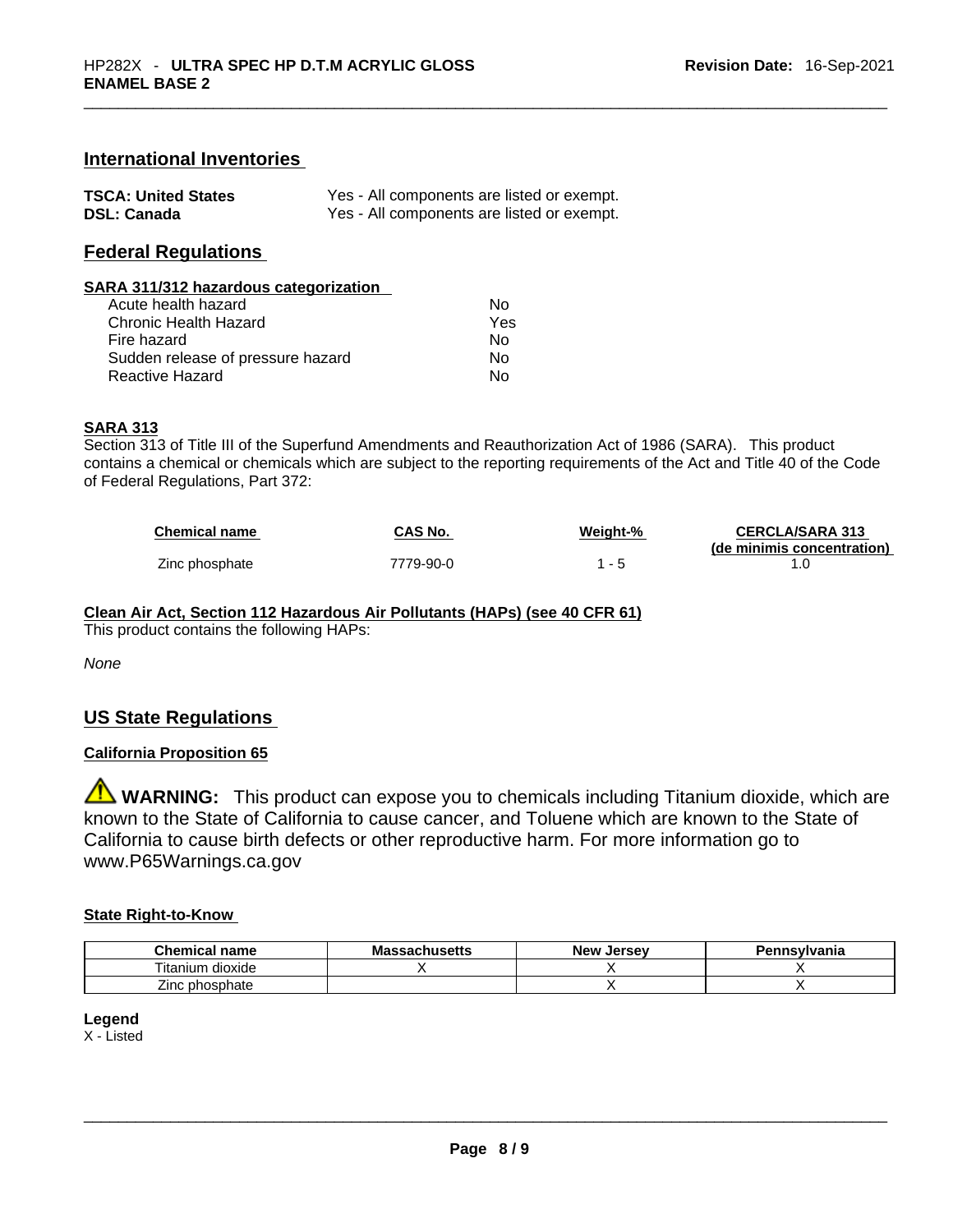## International Inventories

| | |
|---|---|
| **TSCA: United States** | Yes - All components are listed or exempt. |
| **DSL: Canada** | Yes - All components are listed or exempt. |

## Federal Regulations

### SARA 311/312 hazardous categorization

| | |
|---|---|
| Acute health hazard | No |
| Chronic Health Hazard | Yes |
| Fire hazard | No |
| Sudden release of pressure hazard | No |
| Reactive Hazard | No |

### SARA 313

Section 313 of Title III of the Superfund Amendments and Reauthorization Act of 1986 (SARA). This product contains a chemical or chemicals which are subject to the reporting requirements of the Act and Title 40 of the Code of Federal Regulations, Part 372:

| Chemical name | CAS No. | Weight-% | CERCLA/SARA 313 (de minimis concentration) |
|---|---|---|---|
| Zinc phosphate | 7779-90-0 | 1 - 5 | 1.0 |

### Clean Air Act, Section 112 Hazardous Air Pollutants (HAPs) (see 40 CFR 61)

This product contains the following HAPs:

*None*

## US State Regulations

### California Proposition 65

**WARNING:** This product can expose you to chemicals including Titanium dioxide, which are known to the State of California to cause cancer, and Toluene which are known to the State of California to cause birth defects or other reproductive harm. For more information go to www.P65Warnings.ca.gov

### State Right-to-Know

| Chemical name | Massachusetts | New Jersey | Pennsylvania |
|---|---|---|---|
| Titanium dioxide | X | X | X |
| Zinc phosphate | | X | X |

**Legend**
X - Listed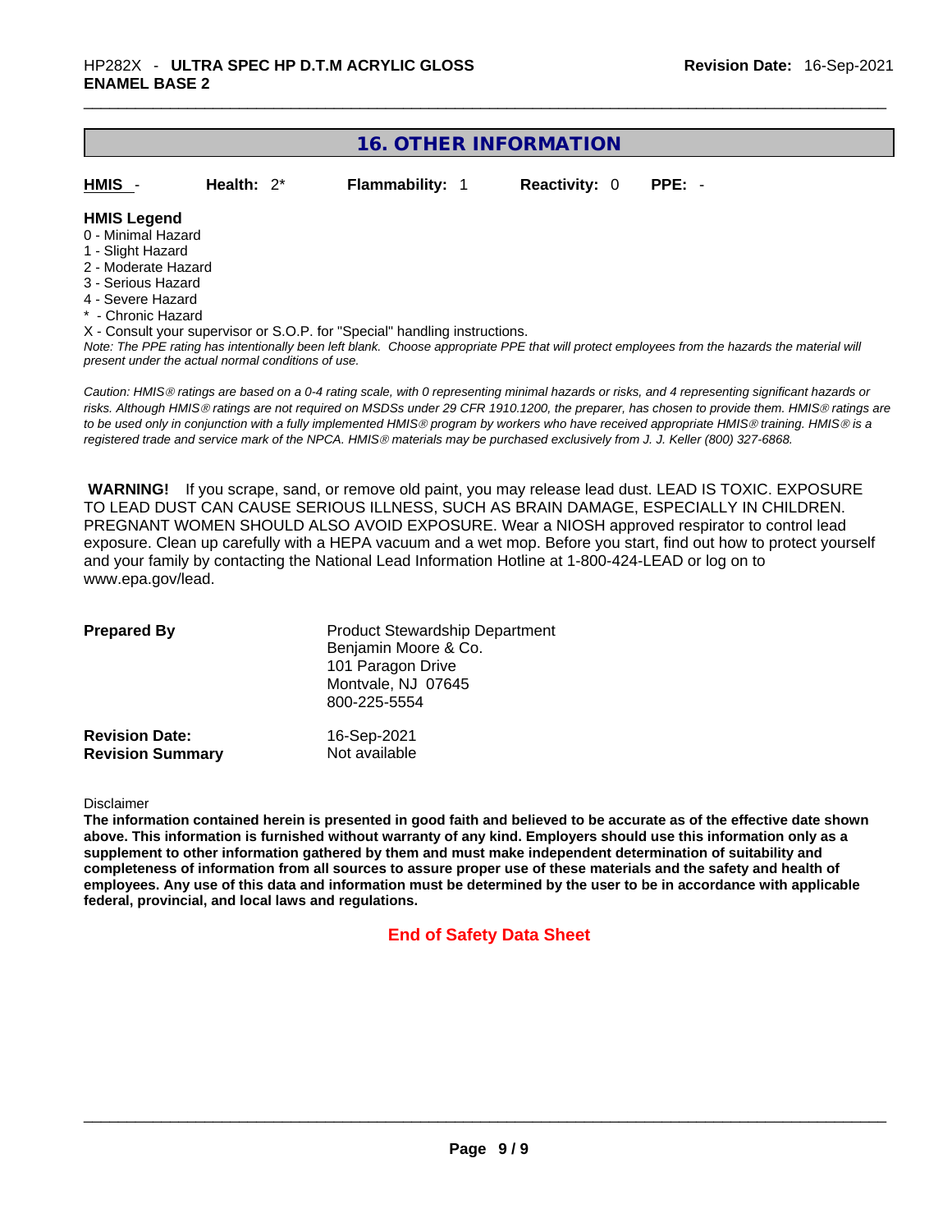## 16. OTHER INFORMATION

| HMIS - | Health: 2* | Flammability: 1 | Reactivity: 0 | PPE: - |
|---|---|---|---|---|

**HMIS Legend**

0 - Minimal Hazard
1 - Slight Hazard
2 - Moderate Hazard
3 - Serious Hazard
4 - Severe Hazard
* - Chronic Hazard
X - Consult your supervisor or S.O.P. for "Special" handling instructions.

*Note: The PPE rating has intentionally been left blank. Choose appropriate PPE that will protect employees from the hazards the material will present under the actual normal conditions of use.*

*Caution: HMIS® ratings are based on a 0-4 rating scale, with 0 representing minimal hazards or risks, and 4 representing significant hazards or risks. Although HMIS® ratings are not required on MSDSs under 29 CFR 1910.1200, the preparer, has chosen to provide them. HMIS® ratings are to be used only in conjunction with a fully implemented HMIS® program by workers who have received appropriate HMIS® training. HMIS® is a registered trade and service mark of the NPCA. HMIS® materials may be purchased exclusively from J. J. Keller (800) 327-6868.*

**WARNING!** If you scrape, sand, or remove old paint, you may release lead dust. LEAD IS TOXIC. EXPOSURE TO LEAD DUST CAN CAUSE SERIOUS ILLNESS, SUCH AS BRAIN DAMAGE, ESPECIALLY IN CHILDREN. PREGNANT WOMEN SHOULD ALSO AVOID EXPOSURE. Wear a NIOSH approved respirator to control lead exposure. Clean up carefully with a HEPA vacuum and a wet mop. Before you start, find out how to protect yourself and your family by contacting the National Lead Information Hotline at 1-800-424-LEAD or log on to www.epa.gov/lead.

**Prepared By**
Product Stewardship Department
Benjamin Moore & Co.
101 Paragon Drive
Montvale, NJ 07645
800-225-5554

**Revision Date:** 16-Sep-2021
**Revision Summary** Not available

Disclaimer

**The information contained herein is presented in good faith and believed to be accurate as of the effective date shown above. This information is furnished without warranty of any kind. Employers should use this information only as a supplement to other information gathered by them and must make independent determination of suitability and completeness of information from all sources to assure proper use of these materials and the safety and health of employees. Any use of this data and information must be determined by the user to be in accordance with applicable federal, provincial, and local laws and regulations.**

**End of Safety Data Sheet**